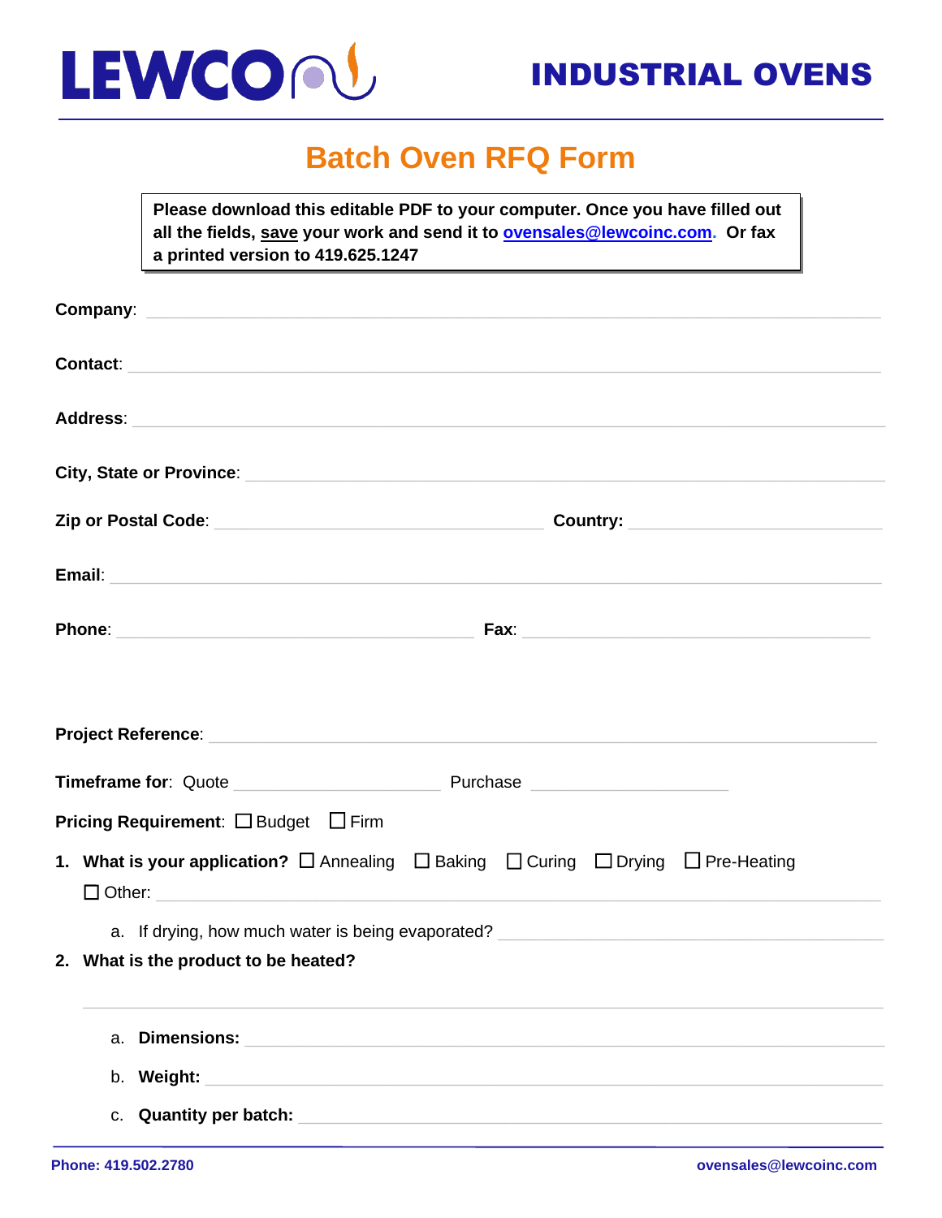LEWCO

INDUSTRIAL OVENS

# Batch Oven RFQ Form

**Please download this editable PDF to your computer. Once you have filled out all the fields, save your work and send it to ovensales@lewcoinc.com. Or fax a printed version to 419.625.1247**

**Company**: ______________________________

**Contact**: ______________________________

**Address**: ______________________________

**City, State or Province**: ______________________________

**Zip or Postal Code**: ______________________________ **Country:** ______________________________

**Email**: ______________________________

**Phone**: ______________________________ **Fax**: ______________________________

**Project Reference**: ______________________________

**Timeframe for**: Quote ______________________________ Purchase ______________________________

**Pricing Requirement**: ☐ Budget ☐ Firm

1. **What is your application?** ☐ Annealing ☐ Baking ☐ Curing ☐ Drying ☐ Pre-Heating ☐ Other: ______________________________
   a. If drying, how much water is being evaporated? ______________________________
2. **What is the product to be heated?**

   ______________________________

   a. **Dimensions:** ______________________________
   b. **Weight:** ______________________________
   c. **Quantity per batch:** ______________________________

**Phone: 419.502.2780** **ovensales@lewcoinc.com**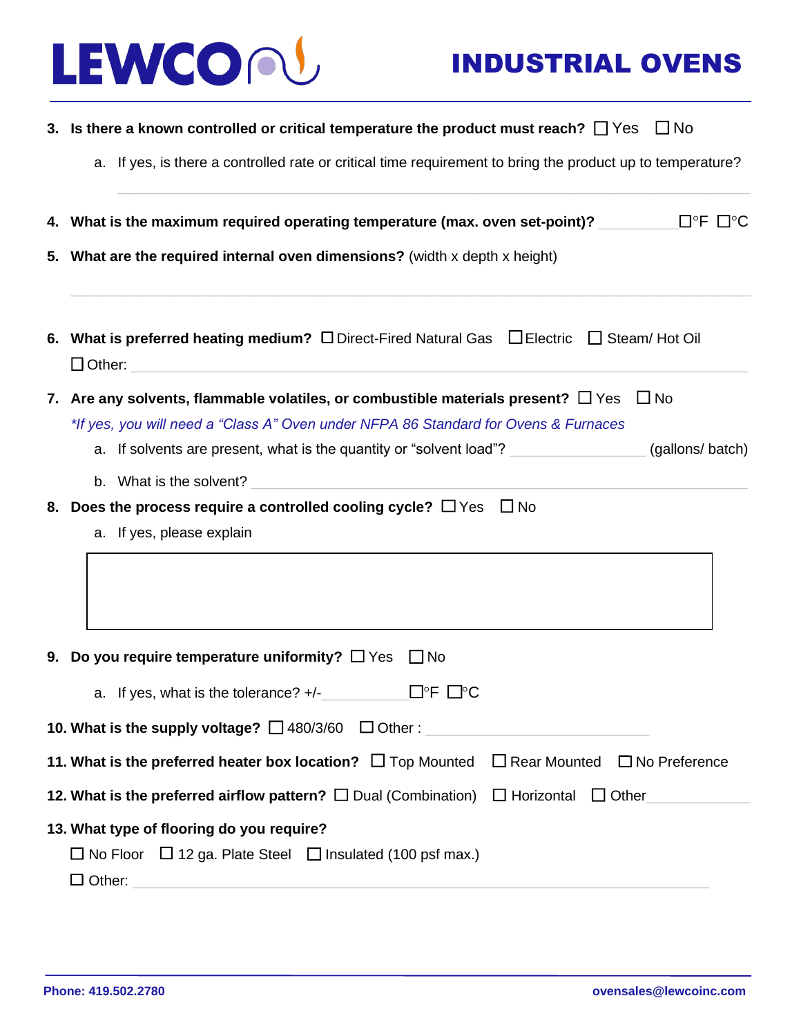3. **Is there a known controlled or critical temperature the product must reach?** ☐ Yes ☐ No

    a. If yes, is there a controlled rate or critical time requirement to bring the product up to temperature?

    ______________________________________________________________________________

4. **What is the maximum required operating temperature (max. oven set-point)?** __________ ☐°F ☐°C

5. **What are the required internal oven dimensions?** (width x depth x height)

    ______________________________________________________________________________

6. **What is preferred heating medium?** ☐ Direct-Fired Natural Gas ☐ Electric ☐ Steam/ Hot Oil ☐ Other: ______________________________________________________________________________

7. **Are any solvents, flammable volatiles, or combustible materials present?** ☐ Yes ☐ No

    *\*If yes, you will need a "Class A" Oven under NFPA 86 Standard for Ovens & Furnaces*

    a. If solvents are present, what is the quantity or "solvent load"? ________________ (gallons/ batch)

    b. What is the solvent? ______________________________________________________________

8. **Does the process require a controlled cooling cycle?** ☐ Yes ☐ No

    a. If yes, please explain

    | |
    |---|
    | |

9. **Do you require temperature uniformity?** ☐ Yes ☐ No

    a. If yes, what is the tolerance? +/-____________ ☐°F ☐°C

10. **What is the supply voltage?** ☐ 480/3/60 ☐ Other : ______________________________

11. **What is the preferred heater box location?** ☐ Top Mounted ☐ Rear Mounted ☐ No Preference

12. **What is the preferred airflow pattern?** ☐ Dual (Combination) ☐ Horizontal ☐ Other____________

13. **What type of flooring do you require?**

    ☐ No Floor ☐ 12 ga. Plate Steel ☐ Insulated (100 psf max.)

    ☐ Other: ______________________________________________________________________________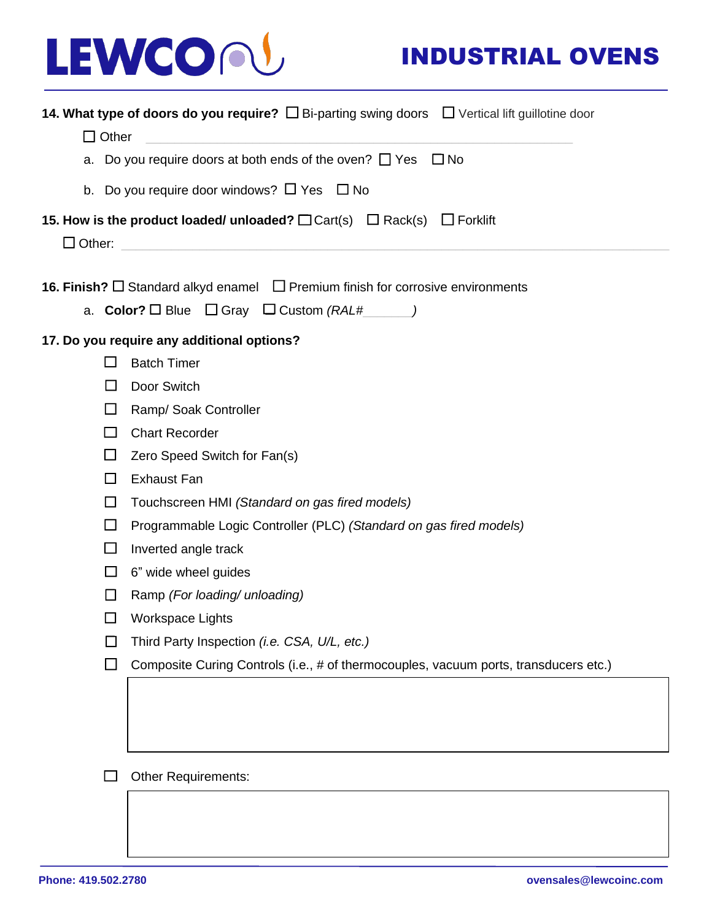**14. What type of doors do you require?** ☐ Bi-parting swing doors ☐ Vertical lift guillotine door

☐ Other ______________________________

a. Do you require doors at both ends of the oven? ☐ Yes ☐ No

b. Do you require door windows? ☐ Yes ☐ No

**15. How is the product loaded/ unloaded?** ☐ Cart(s) ☐ Rack(s) ☐ Forklift

☐ Other: ______________________________

**16. Finish?** ☐ Standard alkyd enamel ☐ Premium finish for corrosive environments

a. **Color?** ☐ Blue ☐ Gray ☐ Custom *(RAL#________)*

**17. Do you require any additional options?**

- ☐ Batch Timer
- ☐ Door Switch
- ☐ Ramp/ Soak Controller
- ☐ Chart Recorder
- ☐ Zero Speed Switch for Fan(s)
- ☐ Exhaust Fan
- ☐ Touchscreen HMI *(Standard on gas fired models)*
- ☐ Programmable Logic Controller (PLC) *(Standard on gas fired models)*
- ☐ Inverted angle track
- ☐ 6" wide wheel guides
- ☐ Ramp *(For loading/ unloading)*
- ☐ Workspace Lights
- ☐ Third Party Inspection *(i.e. CSA, U/L, etc.)*
- ☐ Composite Curing Controls (i.e., # of thermocouples, vacuum ports, transducers etc.)

- ☐ Other Requirements: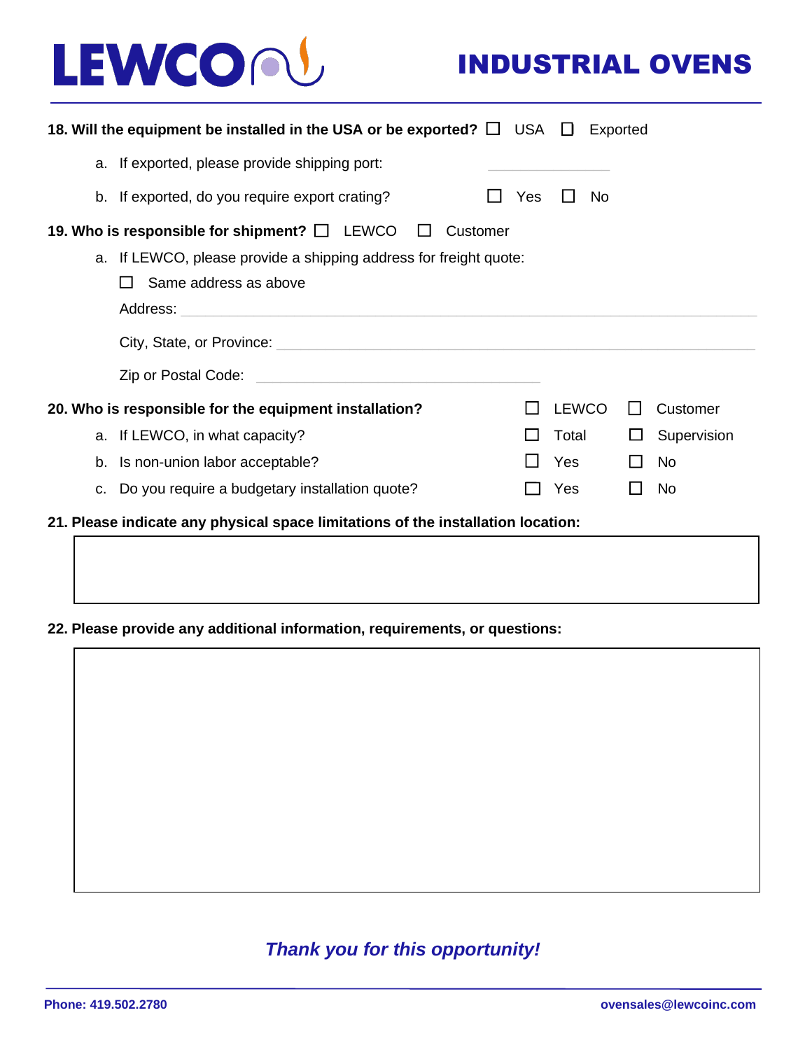**18. Will the equipment be installed in the USA or be exported?** ☐ USA ☐ Exported

a. If exported, please provide shipping port: ______________

b. If exported, do you require export crating? ☐ Yes ☐ No

**19. Who is responsible for shipment?** ☐ LEWCO ☐ Customer

a. If LEWCO, please provide a shipping address for freight quote:

☐ Same address as above

Address: ______________________________________________

City, State, or Province: ______________________________________________

Zip or Postal Code: ______________________________

**20. Who is responsible for the equipment installation?** ☐ LEWCO ☐ Customer

a. If LEWCO, in what capacity? ☐ Total ☐ Supervision

b. Is non-union labor acceptable? ☐ Yes ☐ No

c. Do you require a budgetary installation quote? ☐ Yes ☐ No

**21. Please indicate any physical space limitations of the installation location:**

**22. Please provide any additional information, requirements, or questions:**

***Thank you for this opportunity!***

**Phone: 419.502.2780** **ovensales@lewcoinc.com**